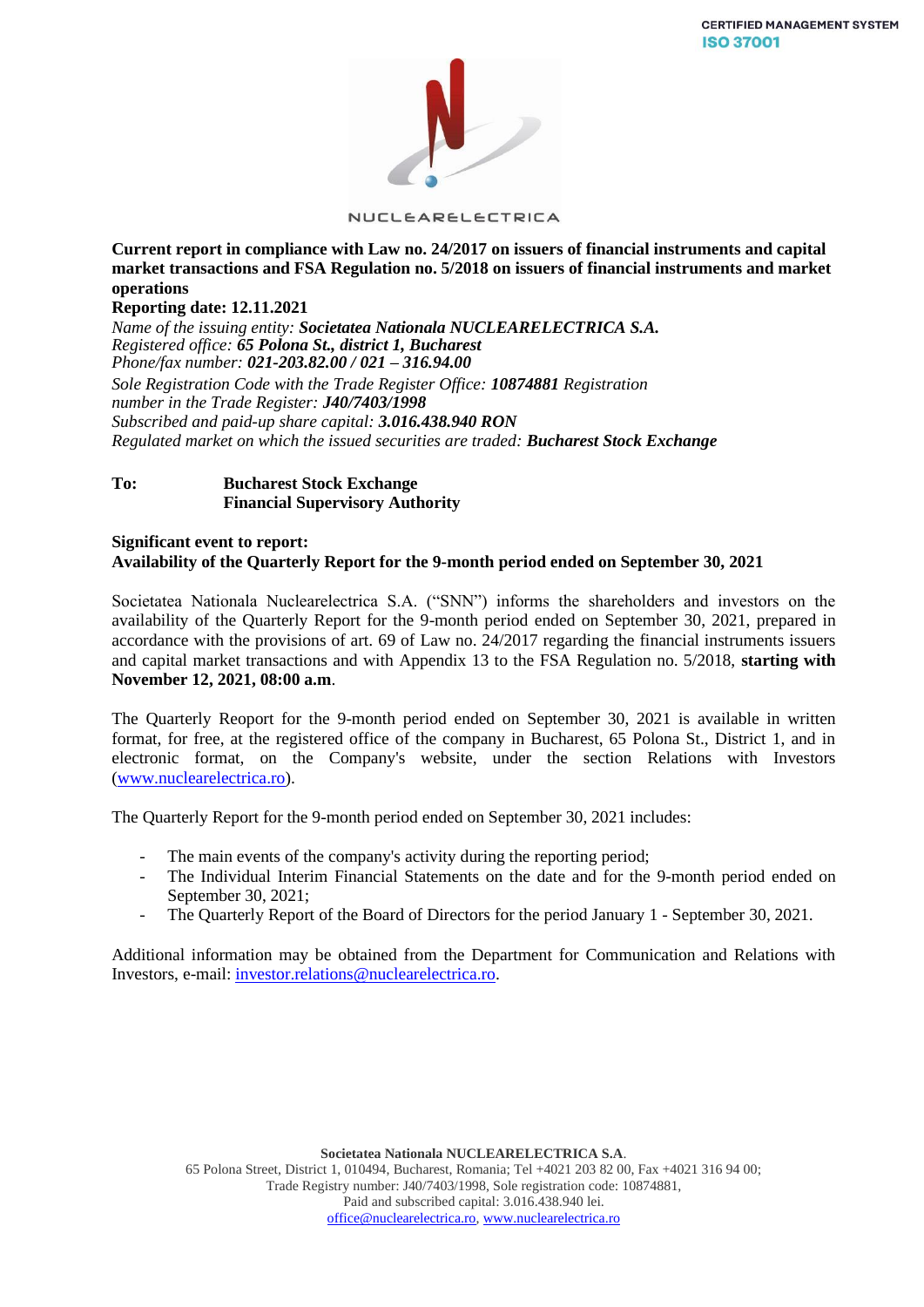CERTIFIED MANAGEMENT SYSTEM
ISO 37001

NUCLEARELECTRICA

**Current report in compliance with Law no. 24/2017 on issuers of financial instruments and capital market transactions and FSA Regulation no. 5/2018 on issuers of financial instruments and market operations**

**Reporting date: 12.11.2021**

*Name of the issuing entity:* ***Societatea Nationala NUCLEARELECTRICA S.A.***
*Registered office:* ***65 Polona St., district 1, Bucharest***
*Phone/fax number:* ***021-203.82.00 / 021 – 316.94.00***
*Sole Registration Code with the Trade Register Office:* ***10874881*** *Registration number in the Trade Register:* ***J40/7403/1998***
*Subscribed and paid-up share capital:* ***3.016.438.940 RON***
*Regulated market on which the issued securities are traded:* ***Bucharest Stock Exchange***

**To: Bucharest Stock Exchange**
**Financial Supervisory Authority**

**Significant event to report:**
**Availability of the Quarterly Report for the 9-month period ended on September 30, 2021**

Societatea Nationala Nuclearelectrica S.A. ("SNN") informs the shareholders and investors on the availability of the Quarterly Report for the 9-month period ended on September 30, 2021, prepared in accordance with the provisions of art. 69 of Law no. 24/2017 regarding the financial instruments issuers and capital market transactions and with Appendix 13 to the FSA Regulation no. 5/2018, **starting with November 12, 2021, 08:00 a.m**.

The Quarterly Reoport for the 9-month period ended on September 30, 2021 is available in written format, for free, at the registered office of the company in Bucharest, 65 Polona St., District 1, and in electronic format, on the Company's website, under the section Relations with Investors (www.nuclearelectrica.ro).

The Quarterly Report for the 9-month period ended on September 30, 2021 includes:

- The main events of the company's activity during the reporting period;
- The Individual Interim Financial Statements on the date and for the 9-month period ended on September 30, 2021;
- The Quarterly Report of the Board of Directors for the period January 1 - September 30, 2021.

Additional information may be obtained from the Department for Communication and Relations with Investors, e-mail: investor.relations@nuclearelectrica.ro.

**Societatea Nationala NUCLEARELECTRICA S.A**.
65 Polona Street, District 1, 010494, Bucharest, Romania; Tel +4021 203 82 00, Fax +4021 316 94 00;
Trade Registry number: J40/7403/1998, Sole registration code: 10874881,
Paid and subscribed capital: 3.016.438.940 lei.
office@nuclearelectrica.ro, www.nuclearelectrica.ro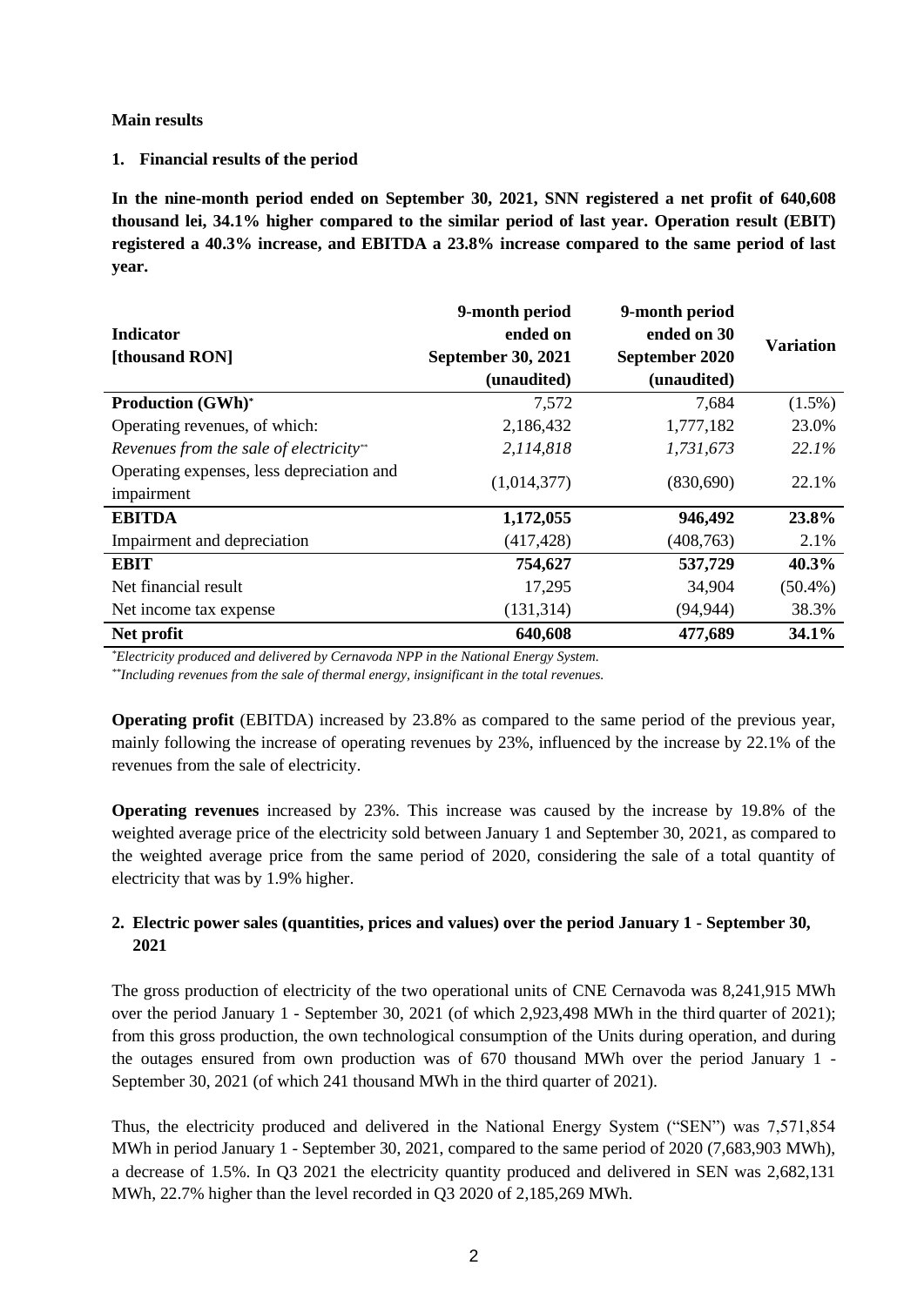**Main results**

**1. Financial results of the period**

**In the nine-month period ended on September 30, 2021, SNN registered a net profit of 640,608 thousand lei, 34.1% higher compared to the similar period of last year. Operation result (EBIT) registered a 40.3% increase, and EBITDA a 23.8% increase compared to the same period of last year.**

| **Indicator [thousand RON]** | **9-month period ended on September 30, 2021 (unaudited)** | **9-month period ended on 30 September 2020 (unaudited)** | **Variation** |
|---|---|---|---|
| **Production (GWh)*** | 7,572 | 7,684 | (1.5%) |
| Operating revenues, of which: | 2,186,432 | 1,777,182 | 23.0% |
| *Revenues from the sale of electricity*** | *2,114,818* | *1,731,673* | *22.1%* |
| Operating expenses, less depreciation and impairment | (1,014,377) | (830,690) | 22.1% |
| **EBITDA** | **1,172,055** | **946,492** | **23.8%** |
| Impairment and depreciation | (417,428) | (408,763) | 2.1% |
| **EBIT** | **754,627** | **537,729** | **40.3%** |
| Net financial result | 17,295 | 34,904 | (50.4%) |
| Net income tax expense | (131,314) | (94,944) | 38.3% |
| **Net profit** | **640,608** | **477,689** | **34.1%** |

*\*Electricity produced and delivered by Cernavoda NPP in the National Energy System.*
*\*\*Including revenues from the sale of thermal energy, insignificant in the total revenues.*

**Operating profit** (EBITDA) increased by 23.8% as compared to the same period of the previous year, mainly following the increase of operating revenues by 23%, influenced by the increase by 22.1% of the revenues from the sale of electricity.

**Operating revenues** increased by 23%. This increase was caused by the increase by 19.8% of the weighted average price of the electricity sold between January 1 and September 30, 2021, as compared to the weighted average price from the same period of 2020, considering the sale of a total quantity of electricity that was by 1.9% higher.

**2. Electric power sales (quantities, prices and values) over the period January 1 - September 30, 2021**

The gross production of electricity of the two operational units of CNE Cernavoda was 8,241,915 MWh over the period January 1 - September 30, 2021 (of which 2,923,498 MWh in the third quarter of 2021); from this gross production, the own technological consumption of the Units during operation, and during the outages ensured from own production was of 670 thousand MWh over the period January 1 - September 30, 2021 (of which 241 thousand MWh in the third quarter of 2021).

Thus, the electricity produced and delivered in the National Energy System ("SEN") was 7,571,854 MWh in period January 1 - September 30, 2021, compared to the same period of 2020 (7,683,903 MWh), a decrease of 1.5%. In Q3 2021 the electricity quantity produced and delivered in SEN was 2,682,131 MWh, 22.7% higher than the level recorded in Q3 2020 of 2,185,269 MWh.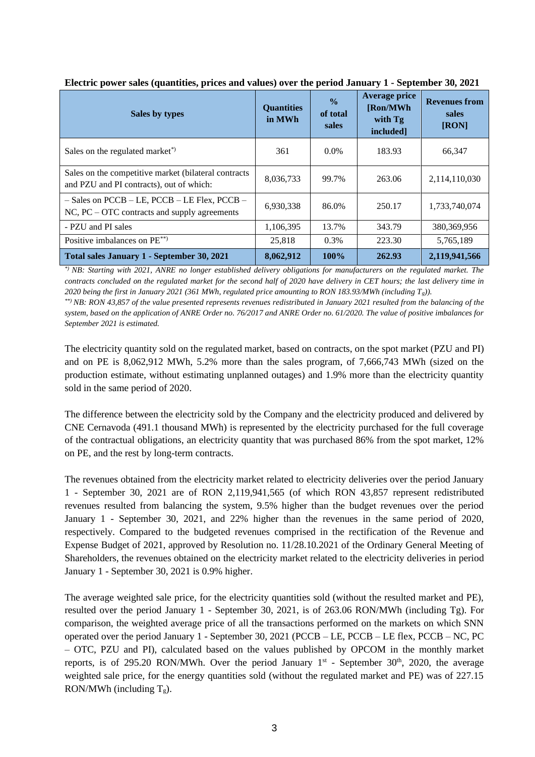**Electric power sales (quantities, prices and values) over the period January 1 - September 30, 2021**

| Sales by types | Quantities in MWh | % of total sales | Average price [Ron/MWh with Tg included] | Revenues from sales [RON] |
|---|---|---|---|---|
| Sales on the regulated market[*)] | 361 | 0.0% | 183.93 | 66,347 |
| Sales on the competitive market (bilateral contracts and PZU and PI contracts), out of which: | 8,036,733 | 99.7% | 263.06 | 2,114,110,030 |
| – Sales on PCCB – LE, PCCB – LE Flex, PCCB – NC, PC – OTC contracts and supply agreements | 6,930,338 | 86.0% | 250.17 | 1,733,740,074 |
| - PZU and PI sales | 1,106,395 | 13.7% | 343.79 | 380,369,956 |
| Positive imbalances on PE[**)] | 25,818 | 0.3% | 223.30 | 5,765,189 |
| **Total sales January 1 - September 30, 2021** | **8,062,912** | **100%** | **262.93** | **2,119,941,566** |

*[*)] NB: Starting with 2021, ANRE no longer established delivery obligations for manufacturers on the regulated market. The contracts concluded on the regulated market for the second half of 2020 have delivery in CET hours; the last delivery time in 2020 being the first in January 2021 (361 MWh, regulated price amounting to RON 183.93/MWh (including $T_g$)).*

*[**)] NB: RON 43,857 of the value presented represents revenues redistributed in January 2021 resulted from the balancing of the system, based on the application of ANRE Order no. 76/2017 and ANRE Order no. 61/2020. The value of positive imbalances for September 2021 is estimated.*

The electricity quantity sold on the regulated market, based on contracts, on the spot market (PZU and PI) and on PE is 8,062,912 MWh, 5.2% more than the sales program, of 7,666,743 MWh (sized on the production estimate, without estimating unplanned outages) and 1.9% more than the electricity quantity sold in the same period of 2020.

The difference between the electricity sold by the Company and the electricity produced and delivered by CNE Cernavoda (491.1 thousand MWh) is represented by the electricity purchased for the full coverage of the contractual obligations, an electricity quantity that was purchased 86% from the spot market, 12% on PE, and the rest by long-term contracts.

The revenues obtained from the electricity market related to electricity deliveries over the period January 1 - September 30, 2021 are of RON 2,119,941,565 (of which RON 43,857 represent redistributed revenues resulted from balancing the system, 9.5% higher than the budget revenues over the period January 1 - September 30, 2021, and 22% higher than the revenues in the same period of 2020, respectively. Compared to the budgeted revenues comprised in the rectification of the Revenue and Expense Budget of 2021, approved by Resolution no. 11/28.10.2021 of the Ordinary General Meeting of Shareholders, the revenues obtained on the electricity market related to the electricity deliveries in period January 1 - September 30, 2021 is 0.9% higher.

The average weighted sale price, for the electricity quantities sold (without the resulted market and PE), resulted over the period January 1 - September 30, 2021, is of 263.06 RON/MWh (including Tg). For comparison, the weighted average price of all the transactions performed on the markets on which SNN operated over the period January 1 - September 30, 2021 (PCCB – LE, PCCB – LE flex, PCCB – NC, PC – OTC, PZU and PI), calculated based on the values published by OPCOM in the monthly market reports, is of 295.20 RON/MWh. Over the period January 1st - September 30th, 2020, the average weighted sale price, for the energy quantities sold (without the regulated market and PE) was of 227.15 RON/MWh (including $T_g$).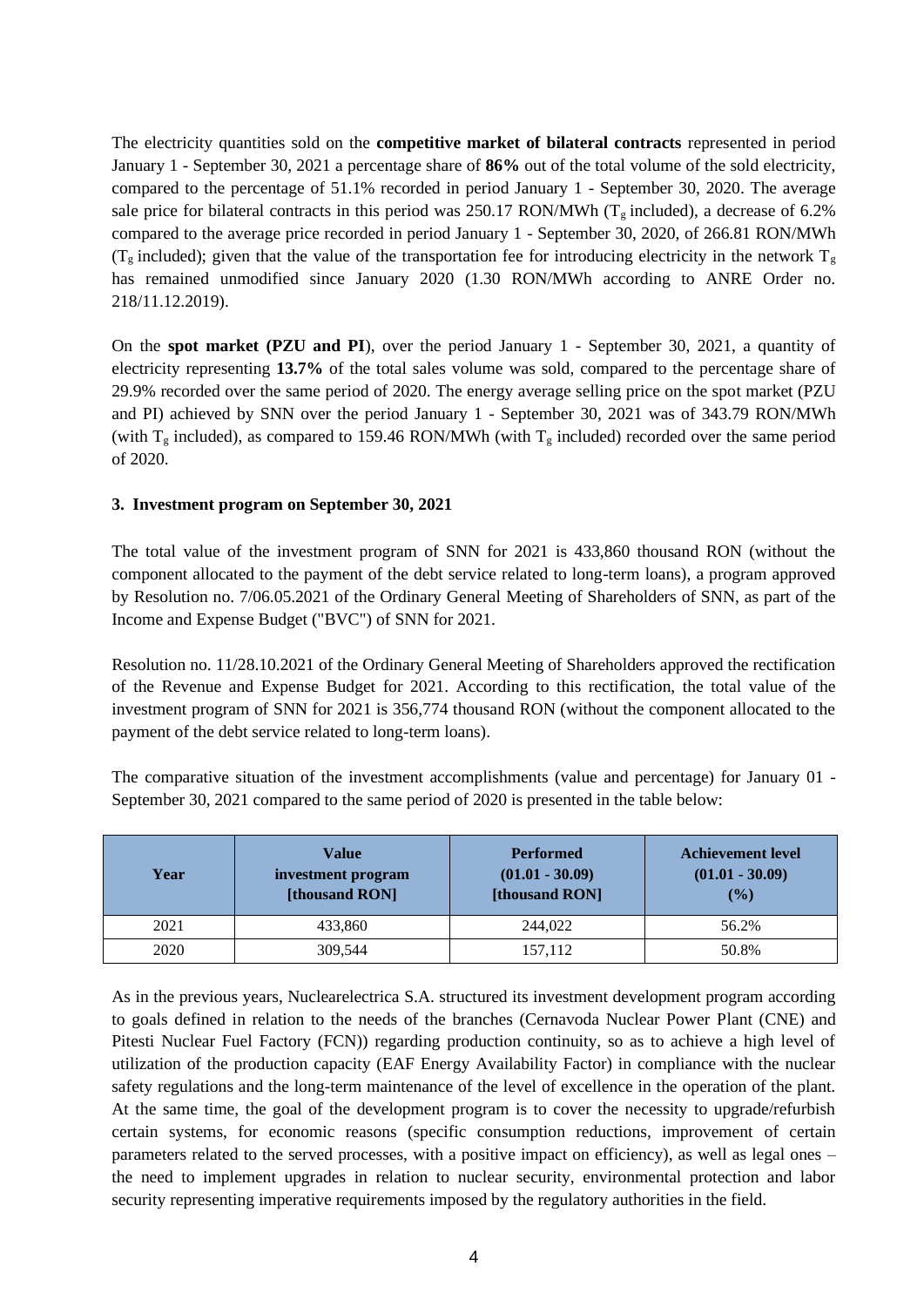The electricity quantities sold on the **competitive market of bilateral contracts** represented in period January 1 - September 30, 2021 a percentage share of **86%** out of the total volume of the sold electricity, compared to the percentage of 51.1% recorded in period January 1 - September 30, 2020. The average sale price for bilateral contracts in this period was 250.17 RON/MWh ($T_g$ included), a decrease of 6.2% compared to the average price recorded in period January 1 - September 30, 2020, of 266.81 RON/MWh ($T_g$ included); given that the value of the transportation fee for introducing electricity in the network $T_g$ has remained unmodified since January 2020 (1.30 RON/MWh according to ANRE Order no. 218/11.12.2019).

On the **spot market (PZU and PI**), over the period January 1 - September 30, 2021, a quantity of electricity representing **13.7%** of the total sales volume was sold, compared to the percentage share of 29.9% recorded over the same period of 2020. The energy average selling price on the spot market (PZU and PI) achieved by SNN over the period January 1 - September 30, 2021 was of 343.79 RON/MWh (with $T_g$ included), as compared to 159.46 RON/MWh (with $T_g$ included) recorded over the same period of 2020.

### 3. Investment program on September 30, 2021

The total value of the investment program of SNN for 2021 is 433,860 thousand RON (without the component allocated to the payment of the debt service related to long-term loans), a program approved by Resolution no. 7/06.05.2021 of the Ordinary General Meeting of Shareholders of SNN, as part of the Income and Expense Budget ("BVC") of SNN for 2021.

Resolution no. 11/28.10.2021 of the Ordinary General Meeting of Shareholders approved the rectification of the Revenue and Expense Budget for 2021. According to this rectification, the total value of the investment program of SNN for 2021 is 356,774 thousand RON (without the component allocated to the payment of the debt service related to long-term loans).

The comparative situation of the investment accomplishments (value and percentage) for January 01 - September 30, 2021 compared to the same period of 2020 is presented in the table below:

| Year | Value investment program [thousand RON] | Performed (01.01 - 30.09) [thousand RON] | Achievement level (01.01 - 30.09) (%) |
|---|---|---|---|
| 2021 | 433,860 | 244,022 | 56.2% |
| 2020 | 309,544 | 157,112 | 50.8% |

As in the previous years, Nuclearelectrica S.A. structured its investment development program according to goals defined in relation to the needs of the branches (Cernavoda Nuclear Power Plant (CNE) and Pitesti Nuclear Fuel Factory (FCN)) regarding production continuity, so as to achieve a high level of utilization of the production capacity (EAF Energy Availability Factor) in compliance with the nuclear safety regulations and the long-term maintenance of the level of excellence in the operation of the plant. At the same time, the goal of the development program is to cover the necessity to upgrade/refurbish certain systems, for economic reasons (specific consumption reductions, improvement of certain parameters related to the served processes, with a positive impact on efficiency), as well as legal ones – the need to implement upgrades in relation to nuclear security, environmental protection and labor security representing imperative requirements imposed by the regulatory authorities in the field.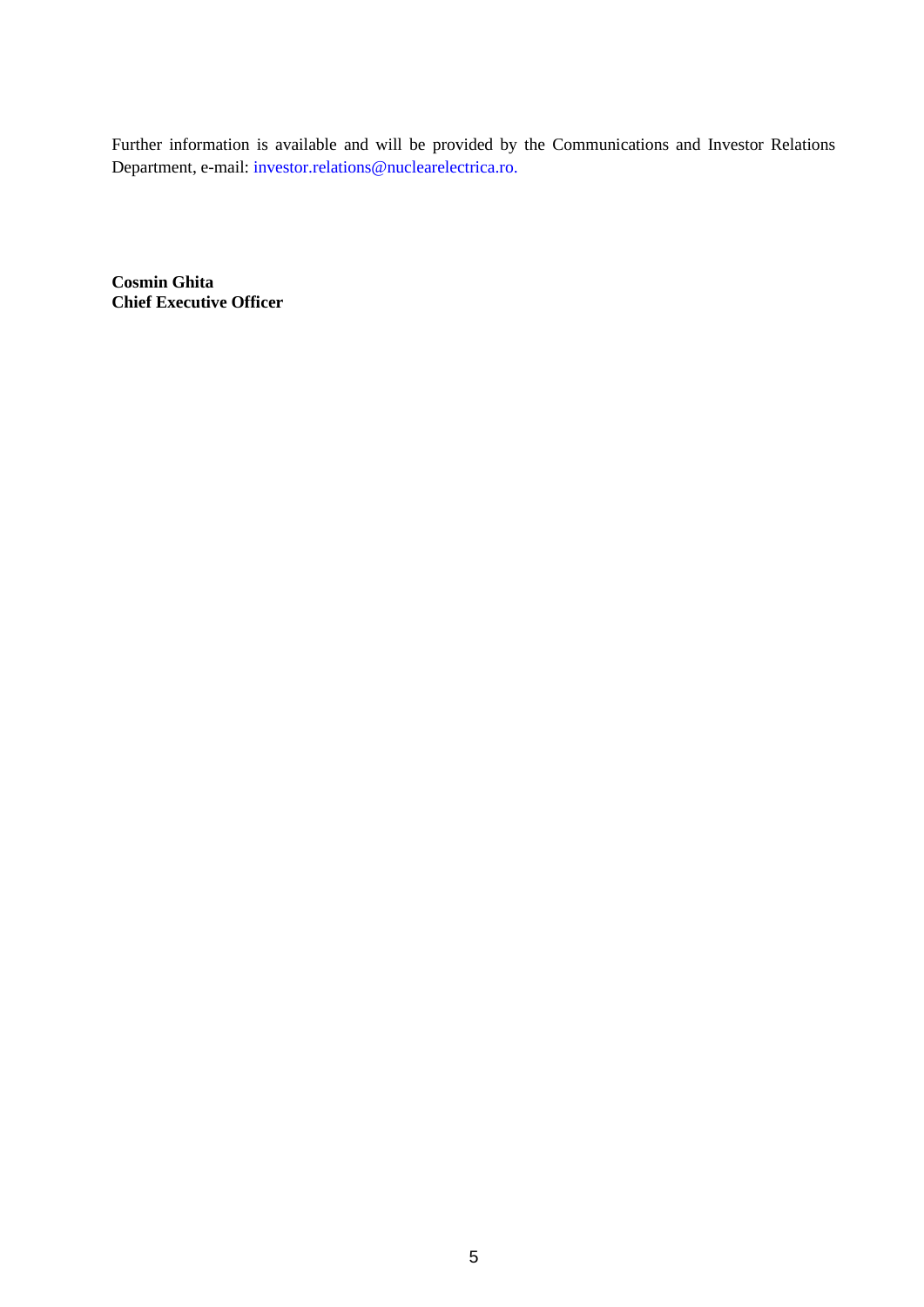Further information is available and will be provided by the Communications and Investor Relations Department, e-mail: investor.relations@nuclearelectrica.ro.

**Cosmin Ghita**
**Chief Executive Officer**